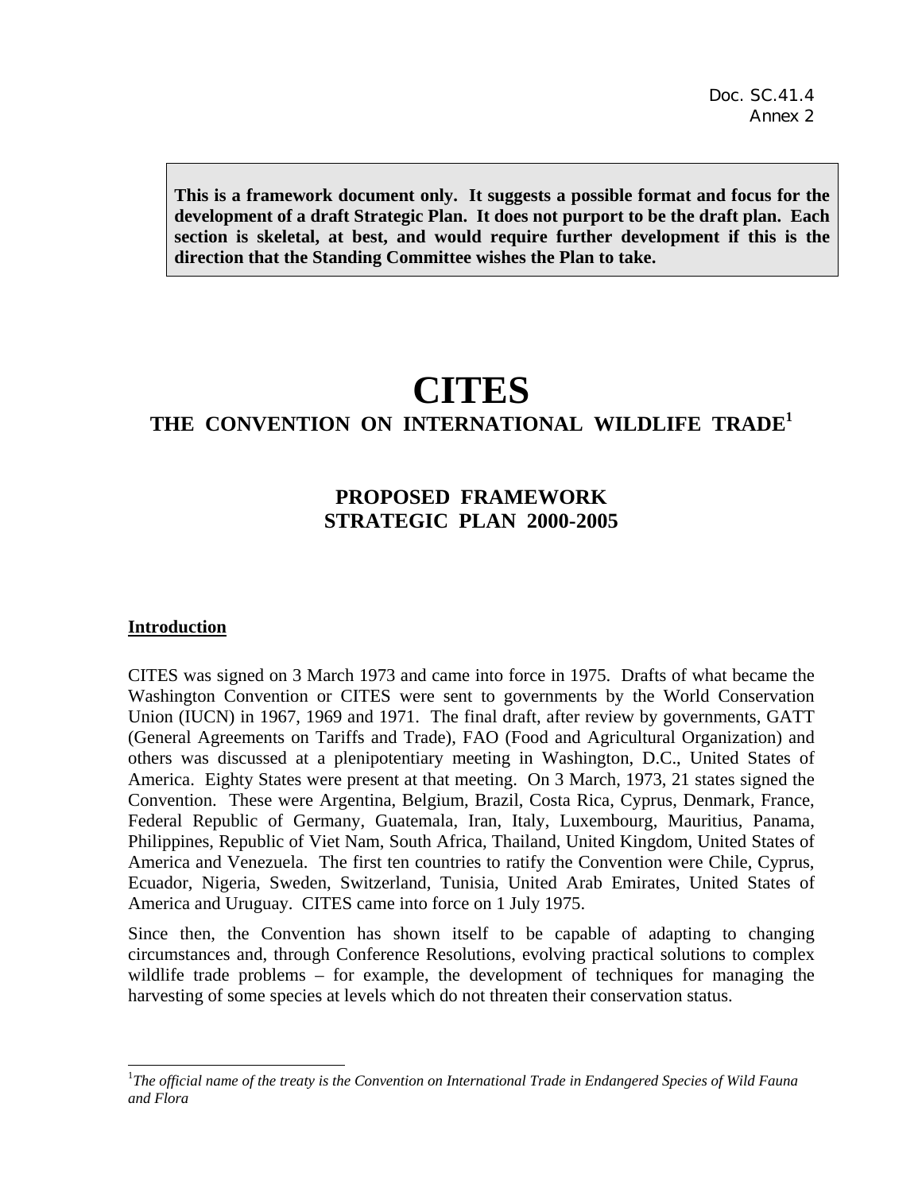Doc. SC.41.4
Annex 2

**This is a framework document only. It suggests a possible format and focus for the development of a draft Strategic Plan. It does not purport to be the draft plan. Each section is skeletal, at best, and would require further development if this is the direction that the Standing Committee wishes the Plan to take.**

# CITES

## THE CONVENTION ON INTERNATIONAL WILDLIFE TRADE[1]

## PROPOSED FRAMEWORK STRATEGIC PLAN 2000-2005

### Introduction

CITES was signed on 3 March 1973 and came into force in 1975. Drafts of what became the Washington Convention or CITES were sent to governments by the World Conservation Union (IUCN) in 1967, 1969 and 1971. The final draft, after review by governments, GATT (General Agreements on Tariffs and Trade), FAO (Food and Agricultural Organization) and others was discussed at a plenipotentiary meeting in Washington, D.C., United States of America. Eighty States were present at that meeting. On 3 March, 1973, 21 states signed the Convention. These were Argentina, Belgium, Brazil, Costa Rica, Cyprus, Denmark, France, Federal Republic of Germany, Guatemala, Iran, Italy, Luxembourg, Mauritius, Panama, Philippines, Republic of Viet Nam, South Africa, Thailand, United Kingdom, United States of America and Venezuela. The first ten countries to ratify the Convention were Chile, Cyprus, Ecuador, Nigeria, Sweden, Switzerland, Tunisia, United Arab Emirates, United States of America and Uruguay. CITES came into force on 1 July 1975.

Since then, the Convention has shown itself to be capable of adapting to changing circumstances and, through Conference Resolutions, evolving practical solutions to complex wildlife trade problems – for example, the development of techniques for managing the harvesting of some species at levels which do not threaten their conservation status.

---

[1] *The official name of the treaty is the Convention on International Trade in Endangered Species of Wild Fauna and Flora*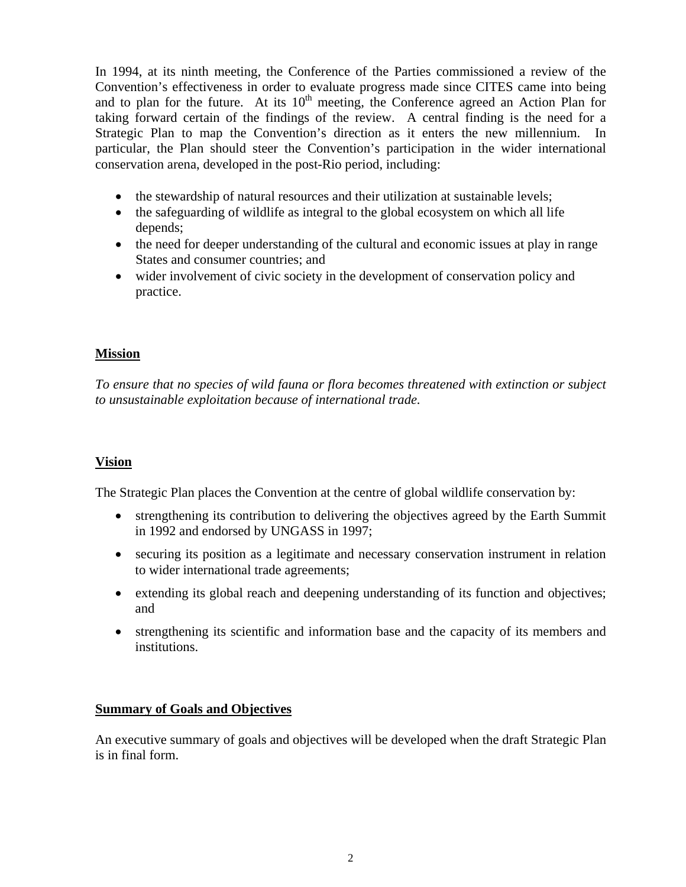In 1994, at its ninth meeting, the Conference of the Parties commissioned a review of the Convention's effectiveness in order to evaluate progress made since CITES came into being and to plan for the future. At its 10th meeting, the Conference agreed an Action Plan for taking forward certain of the findings of the review. A central finding is the need for a Strategic Plan to map the Convention's direction as it enters the new millennium. In particular, the Plan should steer the Convention's participation in the wider international conservation arena, developed in the post-Rio period, including:

- the stewardship of natural resources and their utilization at sustainable levels;
- the safeguarding of wildlife as integral to the global ecosystem on which all life depends;
- the need for deeper understanding of the cultural and economic issues at play in range States and consumer countries; and
- wider involvement of civic society in the development of conservation policy and practice.

## Mission

*To ensure that no species of wild fauna or flora becomes threatened with extinction or subject to unsustainable exploitation because of international trade.*

## Vision

The Strategic Plan places the Convention at the centre of global wildlife conservation by:

- strengthening its contribution to delivering the objectives agreed by the Earth Summit in 1992 and endorsed by UNGASS in 1997;
- securing its position as a legitimate and necessary conservation instrument in relation to wider international trade agreements;
- extending its global reach and deepening understanding of its function and objectives; and
- strengthening its scientific and information base and the capacity of its members and institutions.

## Summary of Goals and Objectives

An executive summary of goals and objectives will be developed when the draft Strategic Plan is in final form.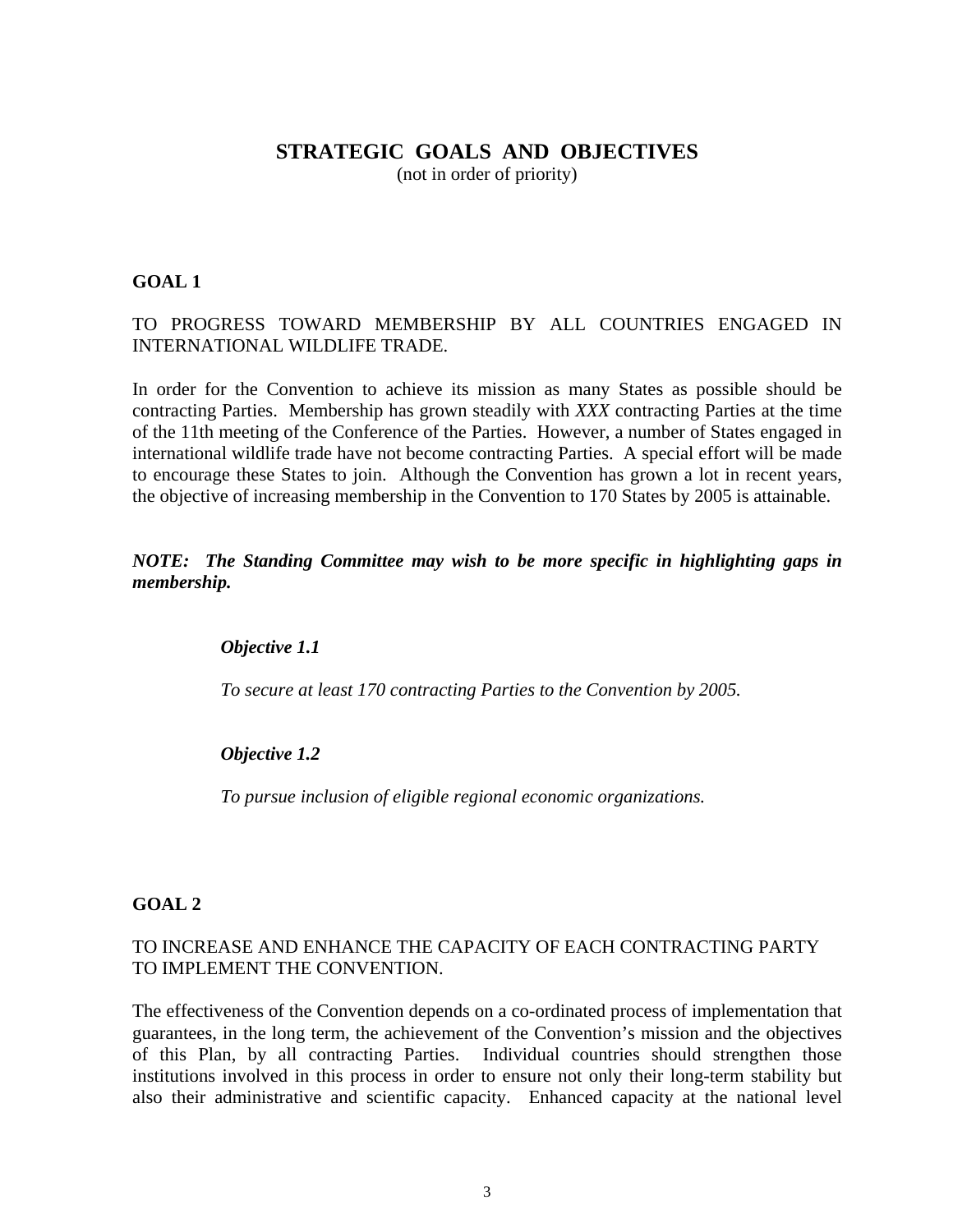# STRATEGIC GOALS AND OBJECTIVES

(not in order of priority)

## GOAL 1

TO PROGRESS TOWARD MEMBERSHIP BY ALL COUNTRIES ENGAGED IN INTERNATIONAL WILDLIFE TRADE.

In order for the Convention to achieve its mission as many States as possible should be contracting Parties. Membership has grown steadily with *XXX* contracting Parties at the time of the 11th meeting of the Conference of the Parties. However, a number of States engaged in international wildlife trade have not become contracting Parties. A special effort will be made to encourage these States to join. Although the Convention has grown a lot in recent years, the objective of increasing membership in the Convention to 170 States by 2005 is attainable.

***NOTE: The Standing Committee may wish to be more specific in highlighting gaps in membership.***

***Objective 1.1***

*To secure at least 170 contracting Parties to the Convention by 2005.*

***Objective 1.2***

*To pursue inclusion of eligible regional economic organizations.*

## GOAL 2

TO INCREASE AND ENHANCE THE CAPACITY OF EACH CONTRACTING PARTY TO IMPLEMENT THE CONVENTION.

The effectiveness of the Convention depends on a co-ordinated process of implementation that guarantees, in the long term, the achievement of the Convention's mission and the objectives of this Plan, by all contracting Parties. Individual countries should strengthen those institutions involved in this process in order to ensure not only their long-term stability but also their administrative and scientific capacity. Enhanced capacity at the national level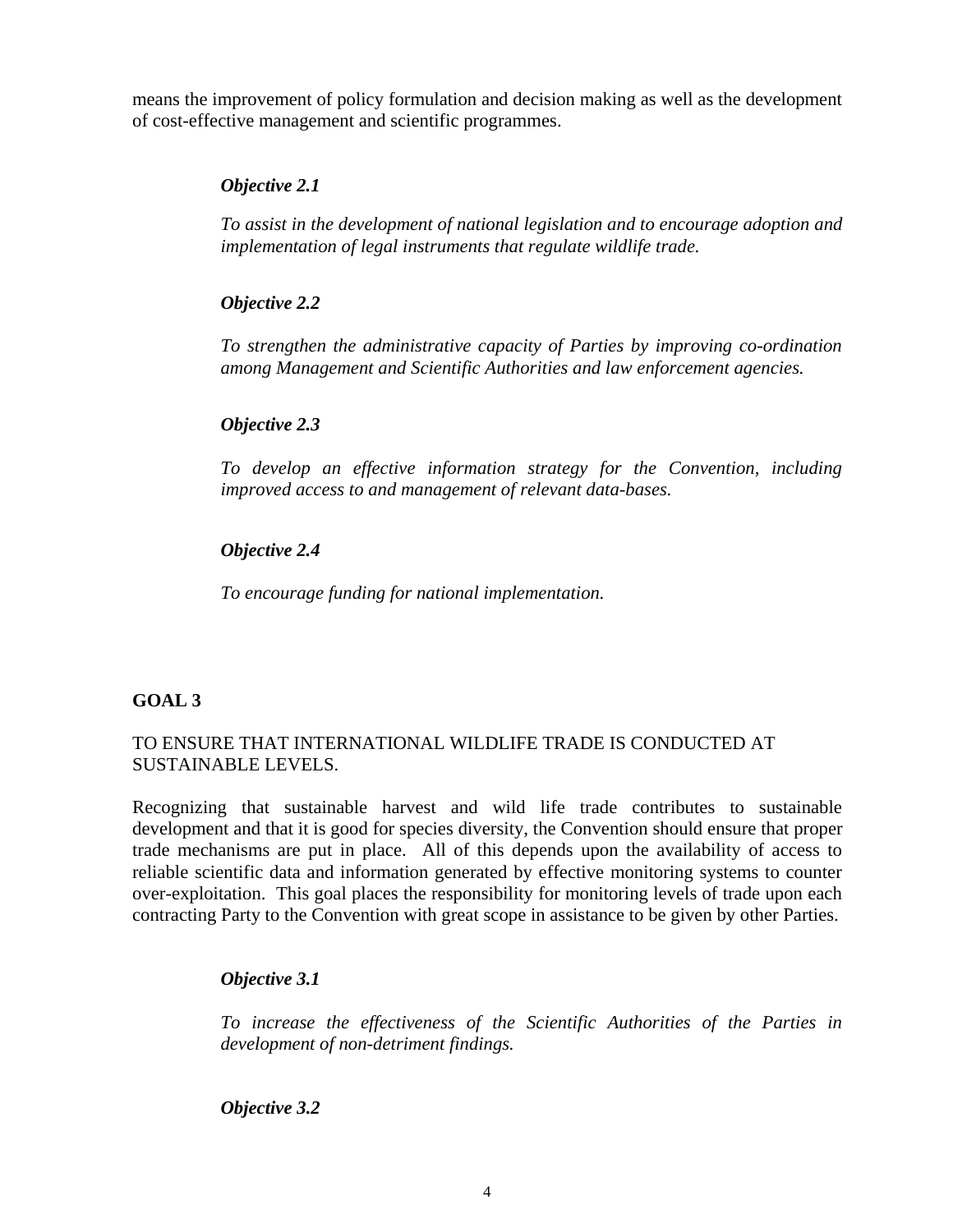means the improvement of policy formulation and decision making as well as the development of cost-effective management and scientific programmes.

***Objective 2.1***

*To assist in the development of national legislation and to encourage adoption and implementation of legal instruments that regulate wildlife trade.*

***Objective 2.2***

*To strengthen the administrative capacity of Parties by improving co-ordination among Management and Scientific Authorities and law enforcement agencies.*

***Objective 2.3***

*To develop an effective information strategy for the Convention, including improved access to and management of relevant data-bases.*

***Objective 2.4***

*To encourage funding for national implementation.*

## GOAL 3

TO ENSURE THAT INTERNATIONAL WILDLIFE TRADE IS CONDUCTED AT SUSTAINABLE LEVELS.

Recognizing that sustainable harvest and wild life trade contributes to sustainable development and that it is good for species diversity, the Convention should ensure that proper trade mechanisms are put in place. All of this depends upon the availability of access to reliable scientific data and information generated by effective monitoring systems to counter over-exploitation. This goal places the responsibility for monitoring levels of trade upon each contracting Party to the Convention with great scope in assistance to be given by other Parties.

***Objective 3.1***

*To increase the effectiveness of the Scientific Authorities of the Parties in development of non-detriment findings.*

***Objective 3.2***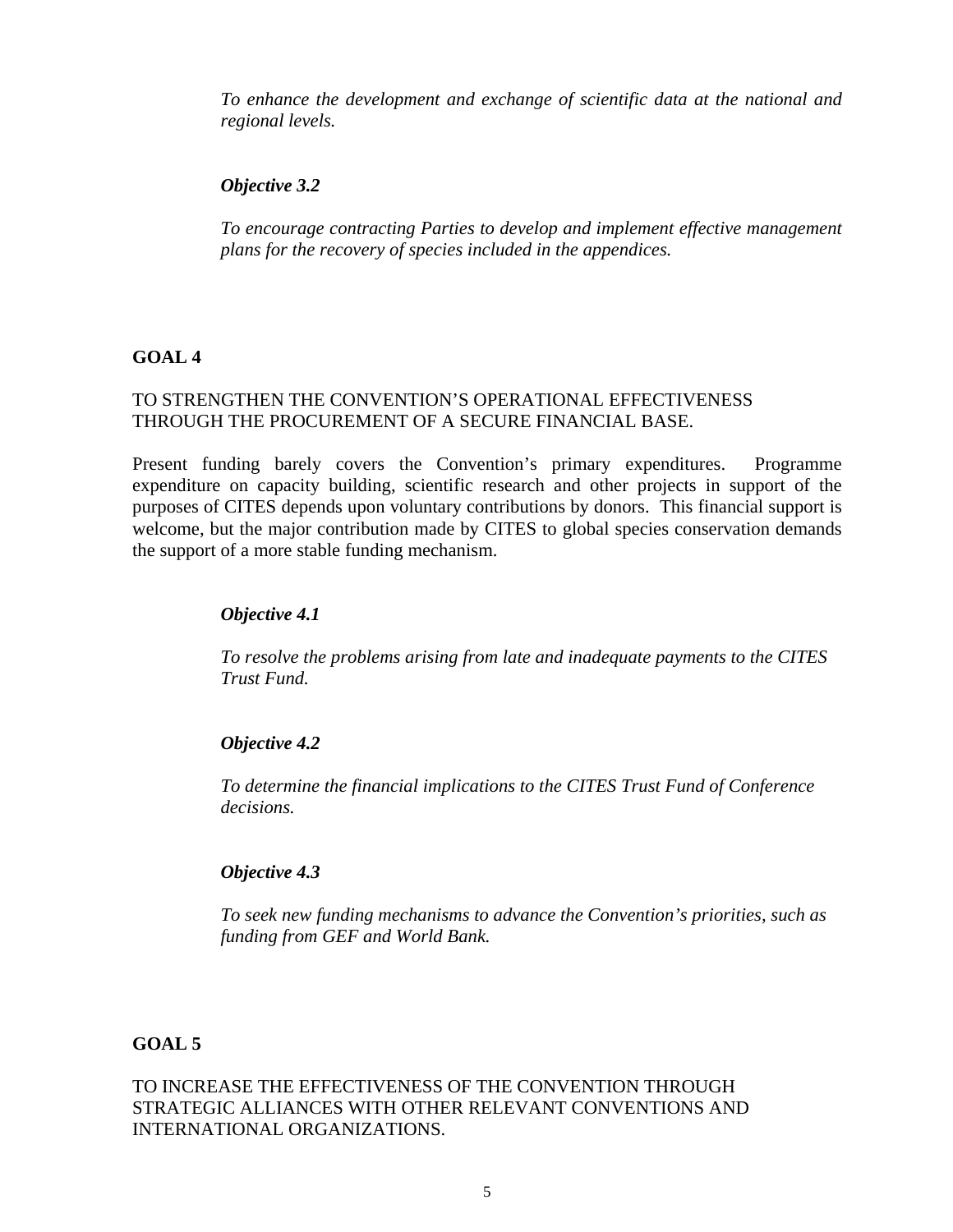*To enhance the development and exchange of scientific data at the national and regional levels.*

***Objective 3.2***

*To encourage contracting Parties to develop and implement effective management plans for the recovery of species included in the appendices.*

## GOAL 4

TO STRENGTHEN THE CONVENTION'S OPERATIONAL EFFECTIVENESS THROUGH THE PROCUREMENT OF A SECURE FINANCIAL BASE.

Present funding barely covers the Convention's primary expenditures. Programme expenditure on capacity building, scientific research and other projects in support of the purposes of CITES depends upon voluntary contributions by donors. This financial support is welcome, but the major contribution made by CITES to global species conservation demands the support of a more stable funding mechanism.

***Objective 4.1***

*To resolve the problems arising from late and inadequate payments to the CITES Trust Fund.*

***Objective 4.2***

*To determine the financial implications to the CITES Trust Fund of Conference decisions.*

***Objective 4.3***

*To seek new funding mechanisms to advance the Convention's priorities, such as funding from GEF and World Bank.*

## GOAL 5

TO INCREASE THE EFFECTIVENESS OF THE CONVENTION THROUGH STRATEGIC ALLIANCES WITH OTHER RELEVANT CONVENTIONS AND INTERNATIONAL ORGANIZATIONS.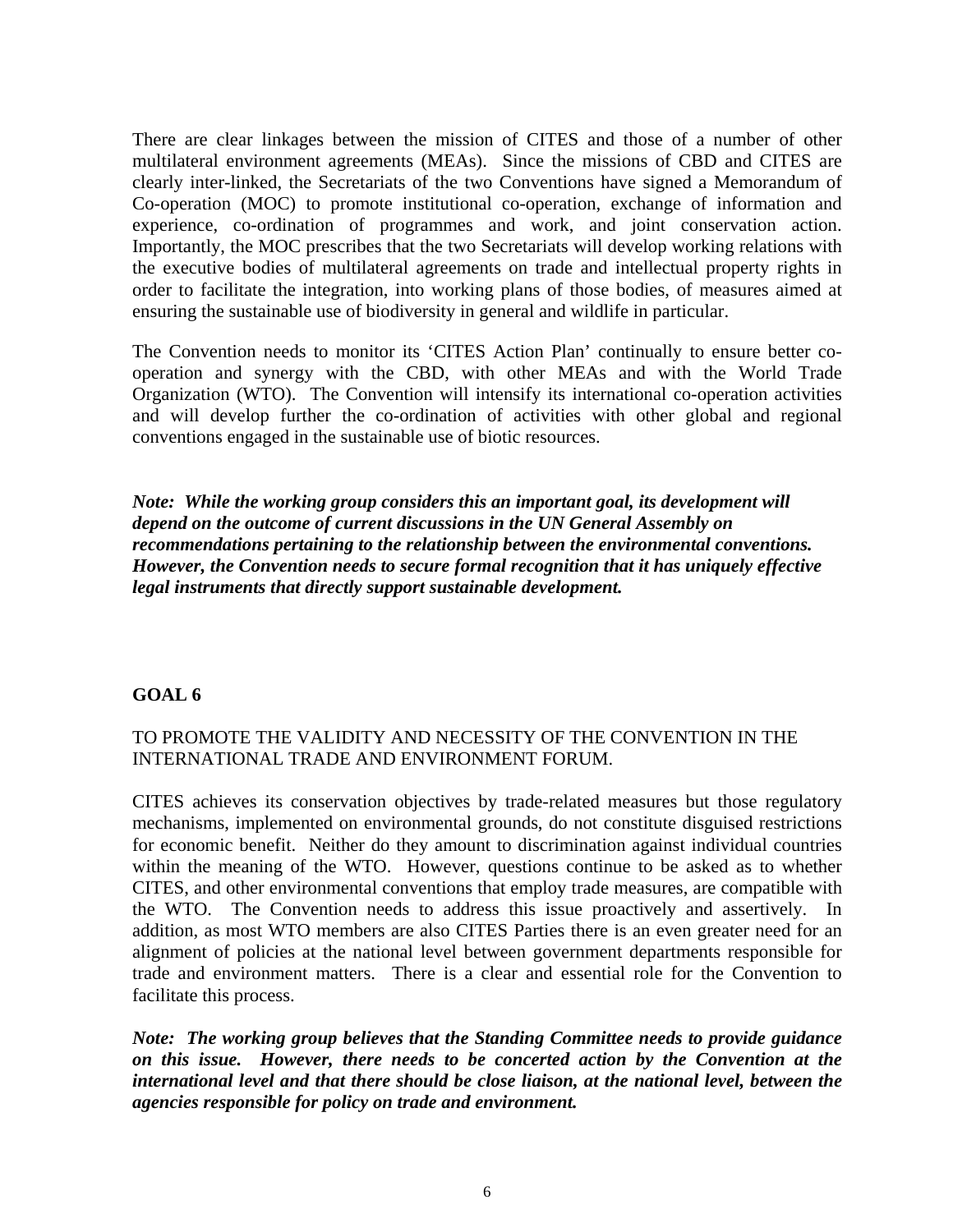There are clear linkages between the mission of CITES and those of a number of other multilateral environment agreements (MEAs). Since the missions of CBD and CITES are clearly inter-linked, the Secretariats of the two Conventions have signed a Memorandum of Co-operation (MOC) to promote institutional co-operation, exchange of information and experience, co-ordination of programmes and work, and joint conservation action. Importantly, the MOC prescribes that the two Secretariats will develop working relations with the executive bodies of multilateral agreements on trade and intellectual property rights in order to facilitate the integration, into working plans of those bodies, of measures aimed at ensuring the sustainable use of biodiversity in general and wildlife in particular.

The Convention needs to monitor its 'CITES Action Plan' continually to ensure better co-operation and synergy with the CBD, with other MEAs and with the World Trade Organization (WTO). The Convention will intensify its international co-operation activities and will develop further the co-ordination of activities with other global and regional conventions engaged in the sustainable use of biotic resources.

***Note: While the working group considers this an important goal, its development will depend on the outcome of current discussions in the UN General Assembly on recommendations pertaining to the relationship between the environmental conventions. However, the Convention needs to secure formal recognition that it has uniquely effective legal instruments that directly support sustainable development.***

## GOAL 6

TO PROMOTE THE VALIDITY AND NECESSITY OF THE CONVENTION IN THE INTERNATIONAL TRADE AND ENVIRONMENT FORUM.

CITES achieves its conservation objectives by trade-related measures but those regulatory mechanisms, implemented on environmental grounds, do not constitute disguised restrictions for economic benefit. Neither do they amount to discrimination against individual countries within the meaning of the WTO. However, questions continue to be asked as to whether CITES, and other environmental conventions that employ trade measures, are compatible with the WTO. The Convention needs to address this issue proactively and assertively. In addition, as most WTO members are also CITES Parties there is an even greater need for an alignment of policies at the national level between government departments responsible for trade and environment matters. There is a clear and essential role for the Convention to facilitate this process.

***Note: The working group believes that the Standing Committee needs to provide guidance on this issue. However, there needs to be concerted action by the Convention at the international level and that there should be close liaison, at the national level, between the agencies responsible for policy on trade and environment.***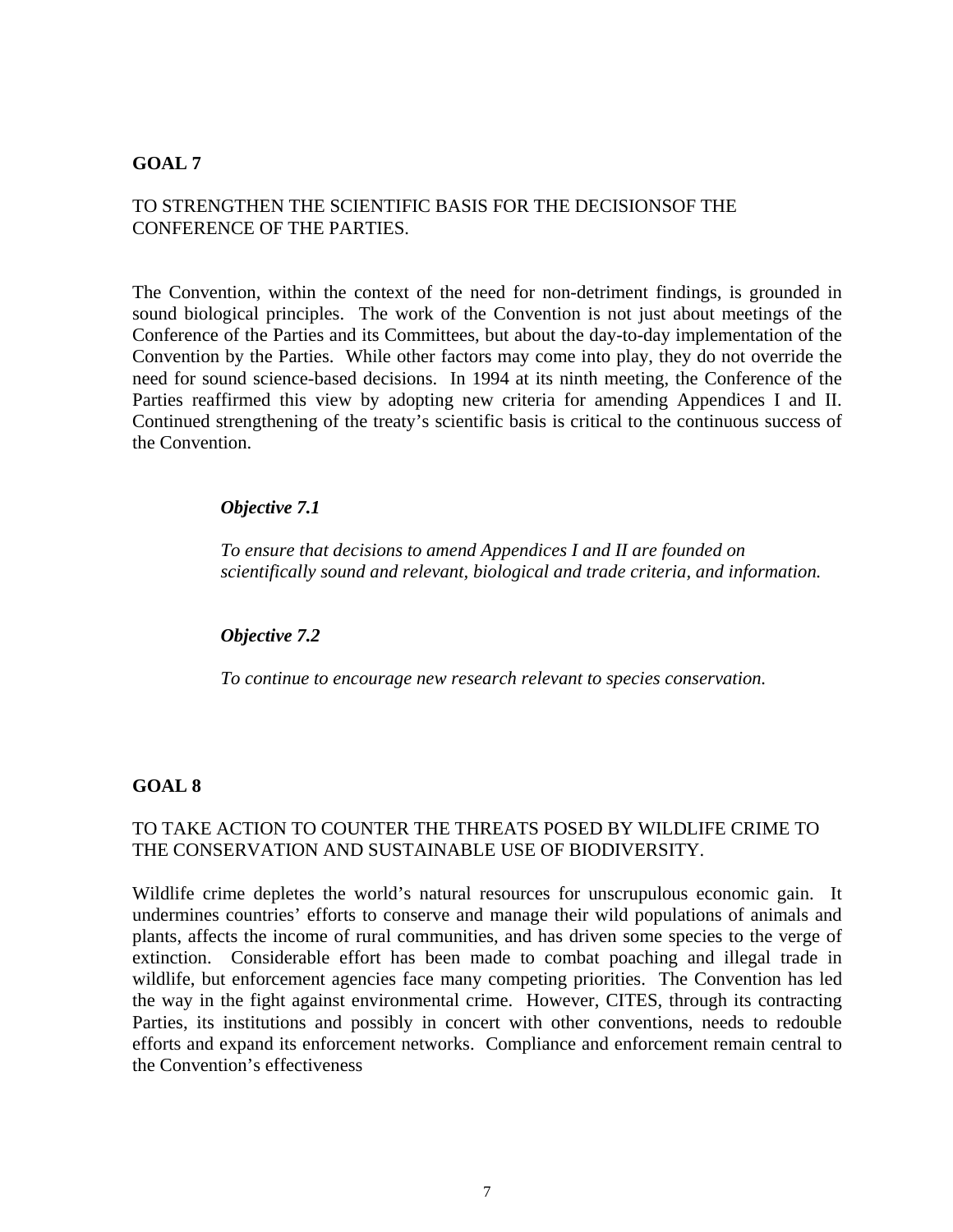## GOAL 7

TO STRENGTHEN THE SCIENTIFIC BASIS FOR THE DECISIONSOF THE CONFERENCE OF THE PARTIES.

The Convention, within the context of the need for non-detriment findings, is grounded in sound biological principles. The work of the Convention is not just about meetings of the Conference of the Parties and its Committees, but about the day-to-day implementation of the Convention by the Parties. While other factors may come into play, they do not override the need for sound science-based decisions. In 1994 at its ninth meeting, the Conference of the Parties reaffirmed this view by adopting new criteria for amending Appendices I and II. Continued strengthening of the treaty's scientific basis is critical to the continuous success of the Convention.

> ***Objective 7.1***
>
> *To ensure that decisions to amend Appendices I and II are founded on scientifically sound and relevant, biological and trade criteria, and information.*
>
> ***Objective 7.2***
>
> *To continue to encourage new research relevant to species conservation.*

## GOAL 8

TO TAKE ACTION TO COUNTER THE THREATS POSED BY WILDLIFE CRIME TO THE CONSERVATION AND SUSTAINABLE USE OF BIODIVERSITY.

Wildlife crime depletes the world's natural resources for unscrupulous economic gain. It undermines countries' efforts to conserve and manage their wild populations of animals and plants, affects the income of rural communities, and has driven some species to the verge of extinction. Considerable effort has been made to combat poaching and illegal trade in wildlife, but enforcement agencies face many competing priorities. The Convention has led the way in the fight against environmental crime. However, CITES, through its contracting Parties, its institutions and possibly in concert with other conventions, needs to redouble efforts and expand its enforcement networks. Compliance and enforcement remain central to the Convention's effectiveness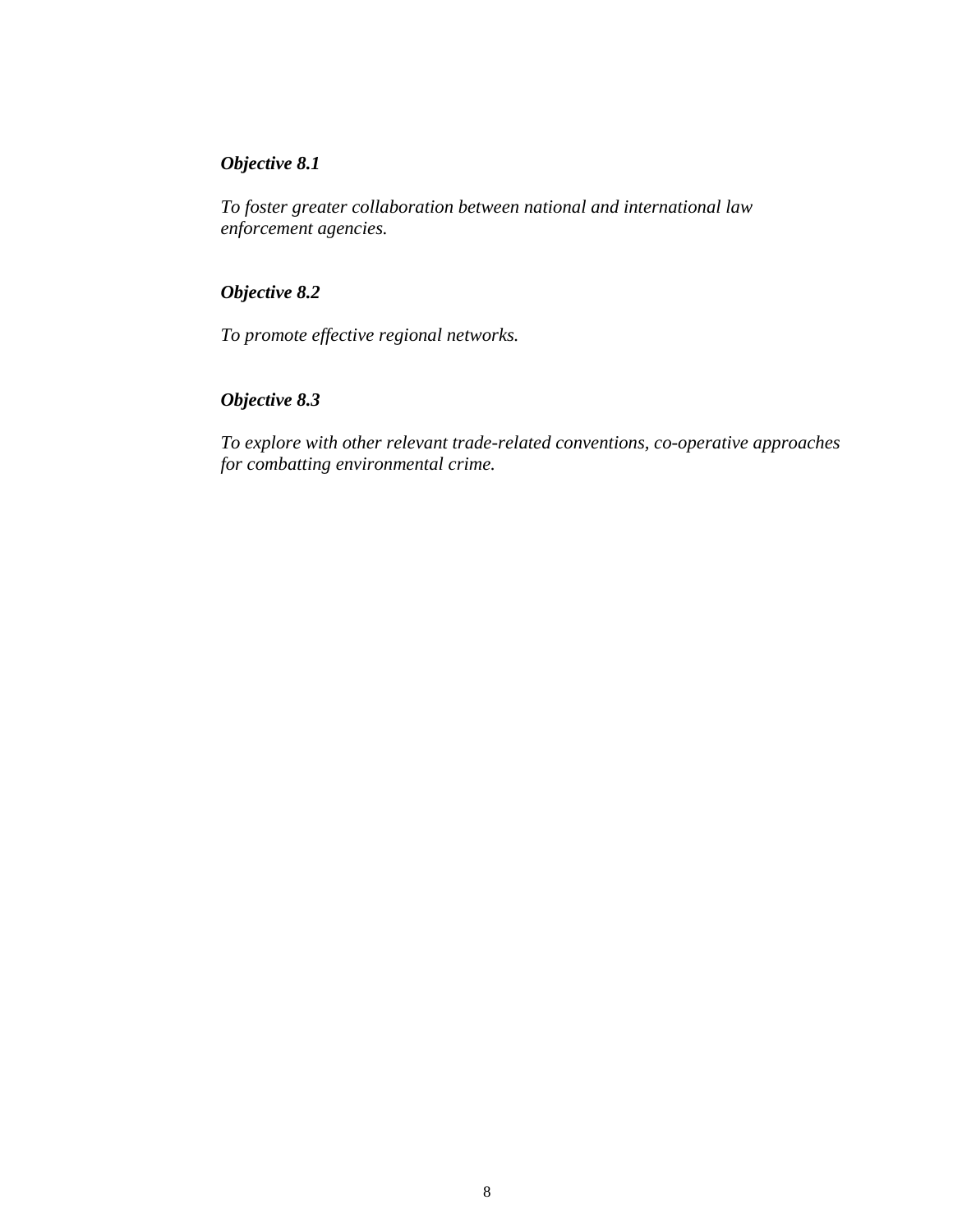***Objective 8.1***

*To foster greater collaboration between national and international law enforcement agencies.*

***Objective 8.2***

*To promote effective regional networks.*

***Objective 8.3***

*To explore with other relevant trade-related conventions, co-operative approaches for combatting environmental crime.*